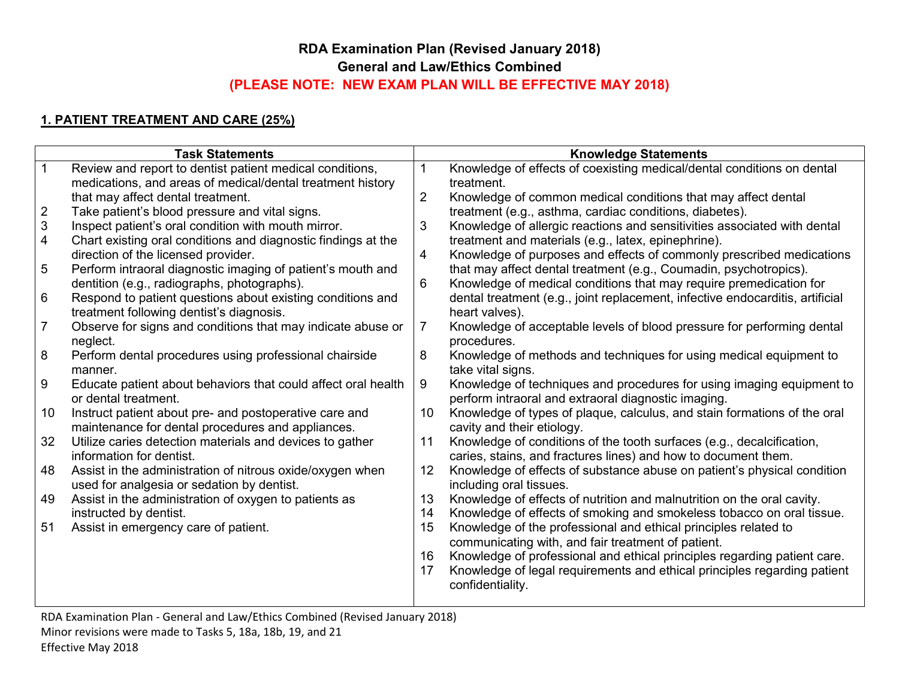# RDA Examination Plan (Revised January 2018)
## General and Law/Ethics Combined
## (PLEASE NOTE: NEW EXAM PLAN WILL BE EFFECTIVE MAY 2018)

### 1. PATIENT TREATMENT AND CARE (25%)

| Task Statements | Knowledge Statements |
|---|---|
| 1 Review and report to dentist patient medical conditions, medications, and areas of medical/dental treatment history that may affect dental treatment.<br>2 Take patient's blood pressure and vital signs.<br>3 Inspect patient's oral condition with mouth mirror.<br>4 Chart existing oral conditions and diagnostic findings at the direction of the licensed provider.<br>5 Perform intraoral diagnostic imaging of patient's mouth and dentition (e.g., radiographs, photographs).<br>6 Respond to patient questions about existing conditions and treatment following dentist's diagnosis.<br>7 Observe for signs and conditions that may indicate abuse or neglect.<br>8 Perform dental procedures using professional chairside manner.<br>9 Educate patient about behaviors that could affect oral health or dental treatment.<br>10 Instruct patient about pre- and postoperative care and maintenance for dental procedures and appliances.<br>32 Utilize caries detection materials and devices to gather information for dentist.<br>48 Assist in the administration of nitrous oxide/oxygen when used for analgesia or sedation by dentist.<br>49 Assist in the administration of oxygen to patients as instructed by dentist.<br>51 Assist in emergency care of patient. | 1 Knowledge of effects of coexisting medical/dental conditions on dental treatment.<br>2 Knowledge of common medical conditions that may affect dental treatment (e.g., asthma, cardiac conditions, diabetes).<br>3 Knowledge of allergic reactions and sensitivities associated with dental treatment and materials (e.g., latex, epinephrine).<br>4 Knowledge of purposes and effects of commonly prescribed medications that may affect dental treatment (e.g., Coumadin, psychotropics).<br>6 Knowledge of medical conditions that may require premedication for dental treatment (e.g., joint replacement, infective endocarditis, artificial heart valves).<br>7 Knowledge of acceptable levels of blood pressure for performing dental procedures.<br>8 Knowledge of methods and techniques for using medical equipment to take vital signs.<br>9 Knowledge of techniques and procedures for using imaging equipment to perform intraoral and extraoral diagnostic imaging.<br>10 Knowledge of types of plaque, calculus, and stain formations of the oral cavity and their etiology.<br>11 Knowledge of conditions of the tooth surfaces (e.g., decalcification, caries, stains, and fractures lines) and how to document them.<br>12 Knowledge of effects of substance abuse on patient's physical condition including oral tissues.<br>13 Knowledge of effects of nutrition and malnutrition on the oral cavity.<br>14 Knowledge of effects of smoking and smokeless tobacco on oral tissue.<br>15 Knowledge of the professional and ethical principles related to communicating with, and fair treatment of patient.<br>16 Knowledge of professional and ethical principles regarding patient care.<br>17 Knowledge of legal requirements and ethical principles regarding patient confidentiality. |

RDA Examination Plan - General and Law/Ethics Combined (Revised January 2018)
Minor revisions were made to Tasks 5, 18a, 18b, 19, and 21
Effective May 2018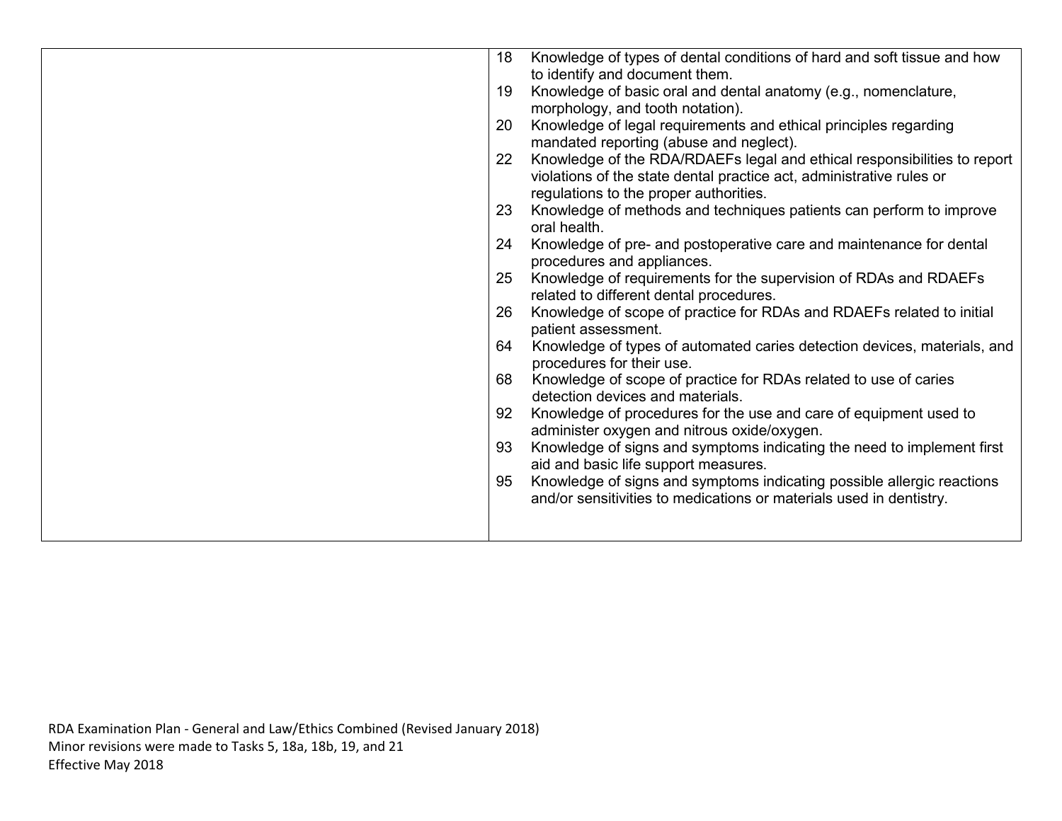| | |
|---|---|
| | 18 Knowledge of types of dental conditions of hard and soft tissue and how to identify and document them.<br>19 Knowledge of basic oral and dental anatomy (e.g., nomenclature, morphology, and tooth notation).<br>20 Knowledge of legal requirements and ethical principles regarding mandated reporting (abuse and neglect).<br>22 Knowledge of the RDA/RDAEFs legal and ethical responsibilities to report violations of the state dental practice act, administrative rules or regulations to the proper authorities.<br>23 Knowledge of methods and techniques patients can perform to improve oral health.<br>24 Knowledge of pre- and postoperative care and maintenance for dental procedures and appliances.<br>25 Knowledge of requirements for the supervision of RDAs and RDAEFs related to different dental procedures.<br>26 Knowledge of scope of practice for RDAs and RDAEFs related to initial patient assessment.<br>64 Knowledge of types of automated caries detection devices, materials, and procedures for their use.<br>68 Knowledge of scope of practice for RDAs related to use of caries detection devices and materials.<br>92 Knowledge of procedures for the use and care of equipment used to administer oxygen and nitrous oxide/oxygen.<br>93 Knowledge of signs and symptoms indicating the need to implement first aid and basic life support measures.<br>95 Knowledge of signs and symptoms indicating possible allergic reactions and/or sensitivities to medications or materials used in dentistry. |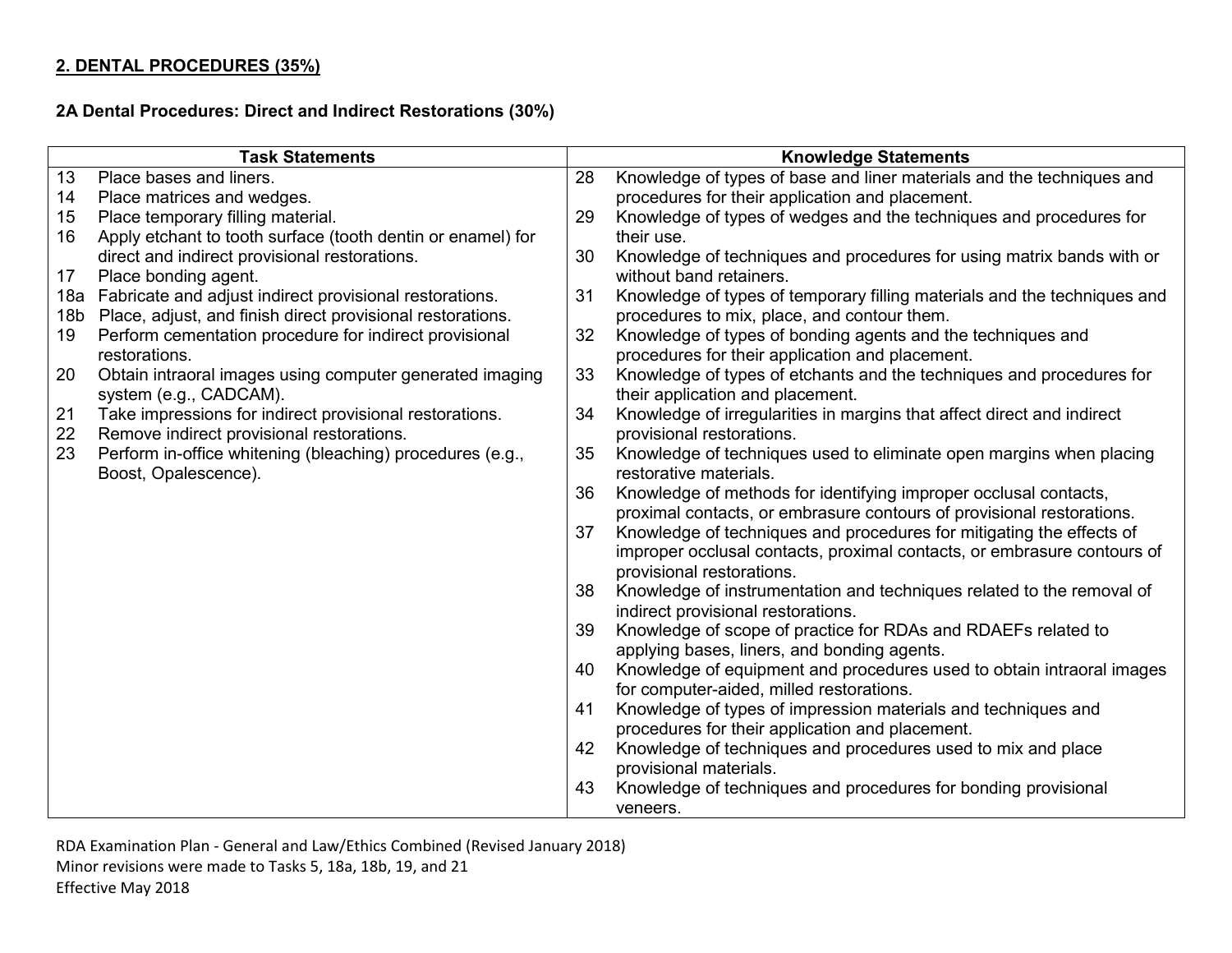**2. DENTAL PROCEDURES (35%)**

**2A Dental Procedures: Direct and Indirect Restorations (30%)**

| Task Statements | Knowledge Statements |
| --- | --- |
| 13 Place bases and liners.<br>14 Place matrices and wedges.<br>15 Place temporary filling material.<br>16 Apply etchant to tooth surface (tooth dentin or enamel) for direct and indirect provisional restorations.<br>17 Place bonding agent.<br>18a Fabricate and adjust indirect provisional restorations.<br>18b Place, adjust, and finish direct provisional restorations.<br>19 Perform cementation procedure for indirect provisional restorations.<br>20 Obtain intraoral images using computer generated imaging system (e.g., CADCAM).<br>21 Take impressions for indirect provisional restorations.<br>22 Remove indirect provisional restorations.<br>23 Perform in-office whitening (bleaching) procedures (e.g., Boost, Opalescence). | 28 Knowledge of types of base and liner materials and the techniques and procedures for their application and placement.<br>29 Knowledge of types of wedges and the techniques and procedures for their use.<br>30 Knowledge of techniques and procedures for using matrix bands with or without band retainers.<br>31 Knowledge of types of temporary filling materials and the techniques and procedures to mix, place, and contour them.<br>32 Knowledge of types of bonding agents and the techniques and procedures for their application and placement.<br>33 Knowledge of types of etchants and the techniques and procedures for their application and placement.<br>34 Knowledge of irregularities in margins that affect direct and indirect provisional restorations.<br>35 Knowledge of techniques used to eliminate open margins when placing restorative materials.<br>36 Knowledge of methods for identifying improper occlusal contacts, proximal contacts, or embrasure contours of provisional restorations.<br>37 Knowledge of techniques and procedures for mitigating the effects of improper occlusal contacts, proximal contacts, or embrasure contours of provisional restorations.<br>38 Knowledge of instrumentation and techniques related to the removal of indirect provisional restorations.<br>39 Knowledge of scope of practice for RDAs and RDAEFs related to applying bases, liners, and bonding agents.<br>40 Knowledge of equipment and procedures used to obtain intraoral images for computer-aided, milled restorations.<br>41 Knowledge of types of impression materials and techniques and procedures for their application and placement.<br>42 Knowledge of techniques and procedures used to mix and place provisional materials.<br>43 Knowledge of techniques and procedures for bonding provisional veneers. |

RDA Examination Plan - General and Law/Ethics Combined (Revised January 2018)
Minor revisions were made to Tasks 5, 18a, 18b, 19, and 21
Effective May 2018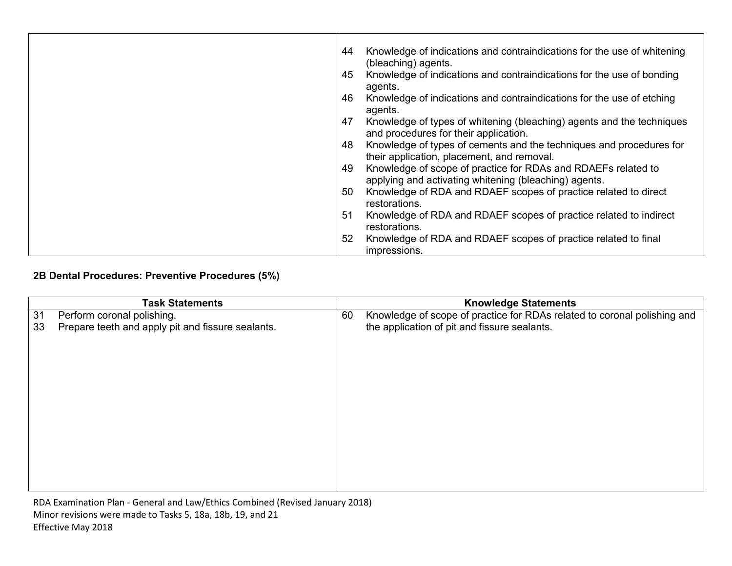| | |
|---|---|
| | 44 Knowledge of indications and contraindications for the use of whitening (bleaching) agents.<br>45 Knowledge of indications and contraindications for the use of bonding agents.<br>46 Knowledge of indications and contraindications for the use of etching agents.<br>47 Knowledge of types of whitening (bleaching) agents and the techniques and procedures for their application.<br>48 Knowledge of types of cements and the techniques and procedures for their application, placement, and removal.<br>49 Knowledge of scope of practice for RDAs and RDAEFs related to applying and activating whitening (bleaching) agents.<br>50 Knowledge of RDA and RDAEF scopes of practice related to direct restorations.<br>51 Knowledge of RDA and RDAEF scopes of practice related to indirect restorations.<br>52 Knowledge of RDA and RDAEF scopes of practice related to final impressions. |

**2B Dental Procedures: Preventive Procedures (5%)**

| Task Statements | Knowledge Statements |
|---|---|
| 31 Perform coronal polishing.<br>33 Prepare teeth and apply pit and fissure sealants. | 60 Knowledge of scope of practice for RDAs related to coronal polishing and the application of pit and fissure sealants. |

RDA Examination Plan - General and Law/Ethics Combined (Revised January 2018)
Minor revisions were made to Tasks 5, 18a, 18b, 19, and 21
Effective May 2018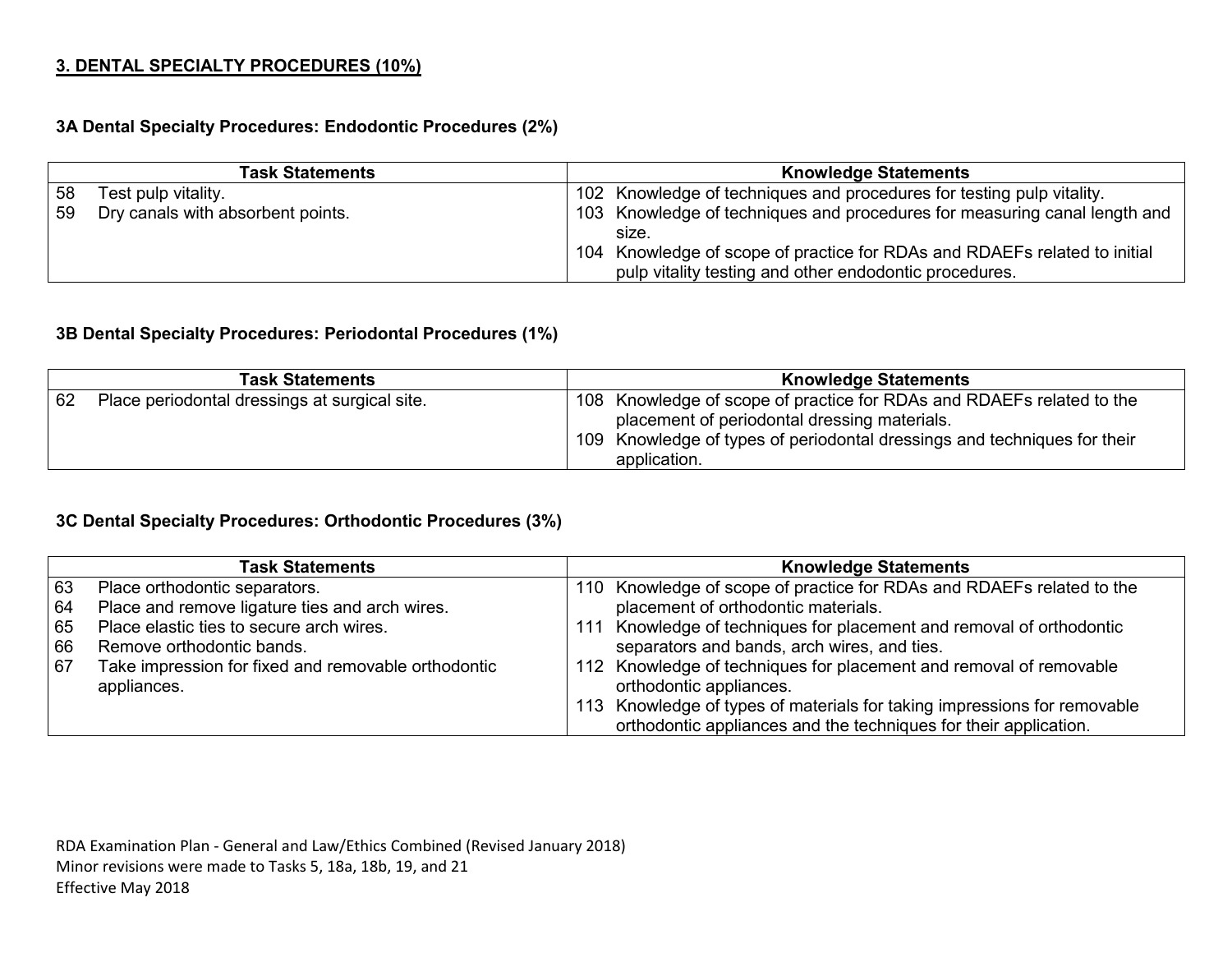**3. DENTAL SPECIALTY PROCEDURES (10%)**

**3A Dental Specialty Procedures: Endodontic Procedures (2%)**

| Task Statements | Knowledge Statements |
| --- | --- |
| 58 Test pulp vitality.<br>59 Dry canals with absorbent points. | 102 Knowledge of techniques and procedures for testing pulp vitality.<br>103 Knowledge of techniques and procedures for measuring canal length and size.<br>104 Knowledge of scope of practice for RDAs and RDAEFs related to initial pulp vitality testing and other endodontic procedures. |

**3B Dental Specialty Procedures: Periodontal Procedures (1%)**

| Task Statements | Knowledge Statements |
| --- | --- |
| 62 Place periodontal dressings at surgical site. | 108 Knowledge of scope of practice for RDAs and RDAEFs related to the placement of periodontal dressing materials.<br>109 Knowledge of types of periodontal dressings and techniques for their application. |

**3C Dental Specialty Procedures: Orthodontic Procedures (3%)**

| Task Statements | Knowledge Statements |
| --- | --- |
| 63 Place orthodontic separators.<br>64 Place and remove ligature ties and arch wires.<br>65 Place elastic ties to secure arch wires.<br>66 Remove orthodontic bands.<br>67 Take impression for fixed and removable orthodontic appliances. | 110 Knowledge of scope of practice for RDAs and RDAEFs related to the placement of orthodontic materials.<br>111 Knowledge of techniques for placement and removal of orthodontic separators and bands, arch wires, and ties.<br>112 Knowledge of techniques for placement and removal of removable orthodontic appliances.<br>113 Knowledge of types of materials for taking impressions for removable orthodontic appliances and the techniques for their application. |

RDA Examination Plan - General and Law/Ethics Combined (Revised January 2018)
Minor revisions were made to Tasks 5, 18a, 18b, 19, and 21
Effective May 2018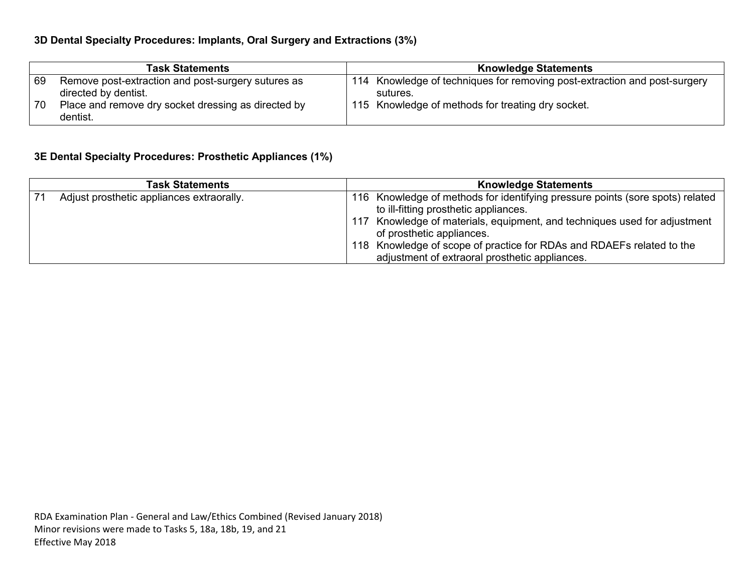### 3D Dental Specialty Procedures: Implants, Oral Surgery and Extractions (3%)

| Task Statements | Knowledge Statements |
|---|---|
| 69 Remove post-extraction and post-surgery sutures as directed by dentist.<br>70 Place and remove dry socket dressing as directed by dentist. | 114 Knowledge of techniques for removing post-extraction and post-surgery sutures.<br>115 Knowledge of methods for treating dry socket. |

### 3E Dental Specialty Procedures: Prosthetic Appliances (1%)

| Task Statements | Knowledge Statements |
|---|---|
| 71 Adjust prosthetic appliances extraorally. | 116 Knowledge of methods for identifying pressure points (sore spots) related to ill-fitting prosthetic appliances.<br>117 Knowledge of materials, equipment, and techniques used for adjustment of prosthetic appliances.<br>118 Knowledge of scope of practice for RDAs and RDAEFs related to the adjustment of extraoral prosthetic appliances. |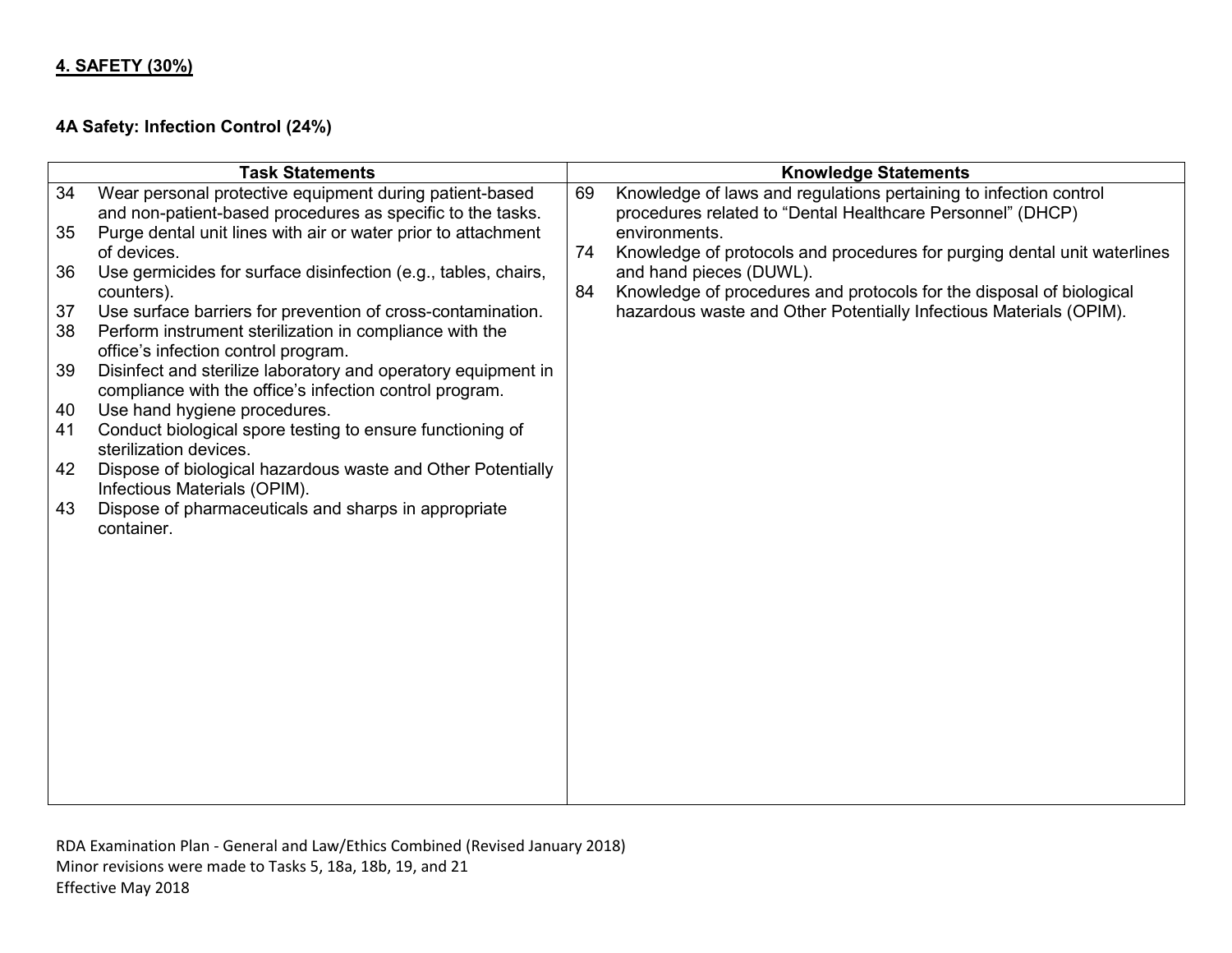## 4. SAFETY (30%)

### 4A Safety: Infection Control (24%)

| Task Statements | Knowledge Statements |
| --- | --- |
| 34 Wear personal protective equipment during patient-based and non-patient-based procedures as specific to the tasks.<br>35 Purge dental unit lines with air or water prior to attachment of devices.<br>36 Use germicides for surface disinfection (e.g., tables, chairs, counters).<br>37 Use surface barriers for prevention of cross-contamination.<br>38 Perform instrument sterilization in compliance with the office's infection control program.<br>39 Disinfect and sterilize laboratory and operatory equipment in compliance with the office's infection control program.<br>40 Use hand hygiene procedures.<br>41 Conduct biological spore testing to ensure functioning of sterilization devices.<br>42 Dispose of biological hazardous waste and Other Potentially Infectious Materials (OPIM).<br>43 Dispose of pharmaceuticals and sharps in appropriate container. | 69 Knowledge of laws and regulations pertaining to infection control procedures related to "Dental Healthcare Personnel" (DHCP) environments.<br>74 Knowledge of protocols and procedures for purging dental unit waterlines and hand pieces (DUWL).<br>84 Knowledge of procedures and protocols for the disposal of biological hazardous waste and Other Potentially Infectious Materials (OPIM). |

RDA Examination Plan - General and Law/Ethics Combined (Revised January 2018)
Minor revisions were made to Tasks 5, 18a, 18b, 19, and 21
Effective May 2018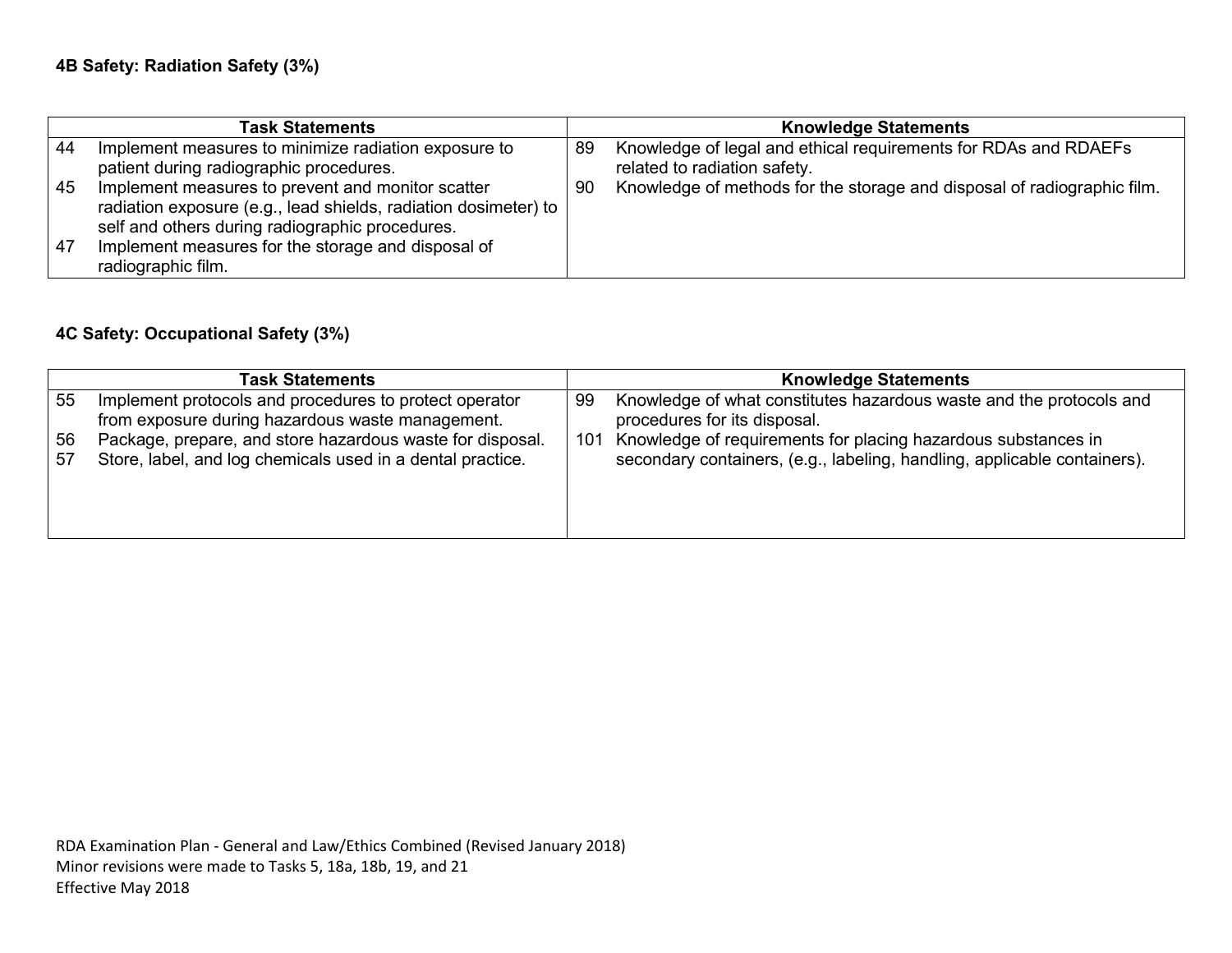#### 4B Safety: Radiation Safety (3%)

| Task Statements | Knowledge Statements |
|---|---|
| 44 Implement measures to minimize radiation exposure to patient during radiographic procedures.<br>45 Implement measures to prevent and monitor scatter radiation exposure (e.g., lead shields, radiation dosimeter) to self and others during radiographic procedures.<br>47 Implement measures for the storage and disposal of radiographic film. | 89 Knowledge of legal and ethical requirements for RDAs and RDAEFs related to radiation safety.<br>90 Knowledge of methods for the storage and disposal of radiographic film. |

#### 4C Safety: Occupational Safety (3%)

| Task Statements | Knowledge Statements |
|---|---|
| 55 Implement protocols and procedures to protect operator from exposure during hazardous waste management.<br>56 Package, prepare, and store hazardous waste for disposal.<br>57 Store, label, and log chemicals used in a dental practice. | 99 Knowledge of what constitutes hazardous waste and the protocols and procedures for its disposal.<br>101 Knowledge of requirements for placing hazardous substances in secondary containers, (e.g., labeling, handling, applicable containers). |

RDA Examination Plan - General and Law/Ethics Combined (Revised January 2018)
Minor revisions were made to Tasks 5, 18a, 18b, 19, and 21
Effective May 2018